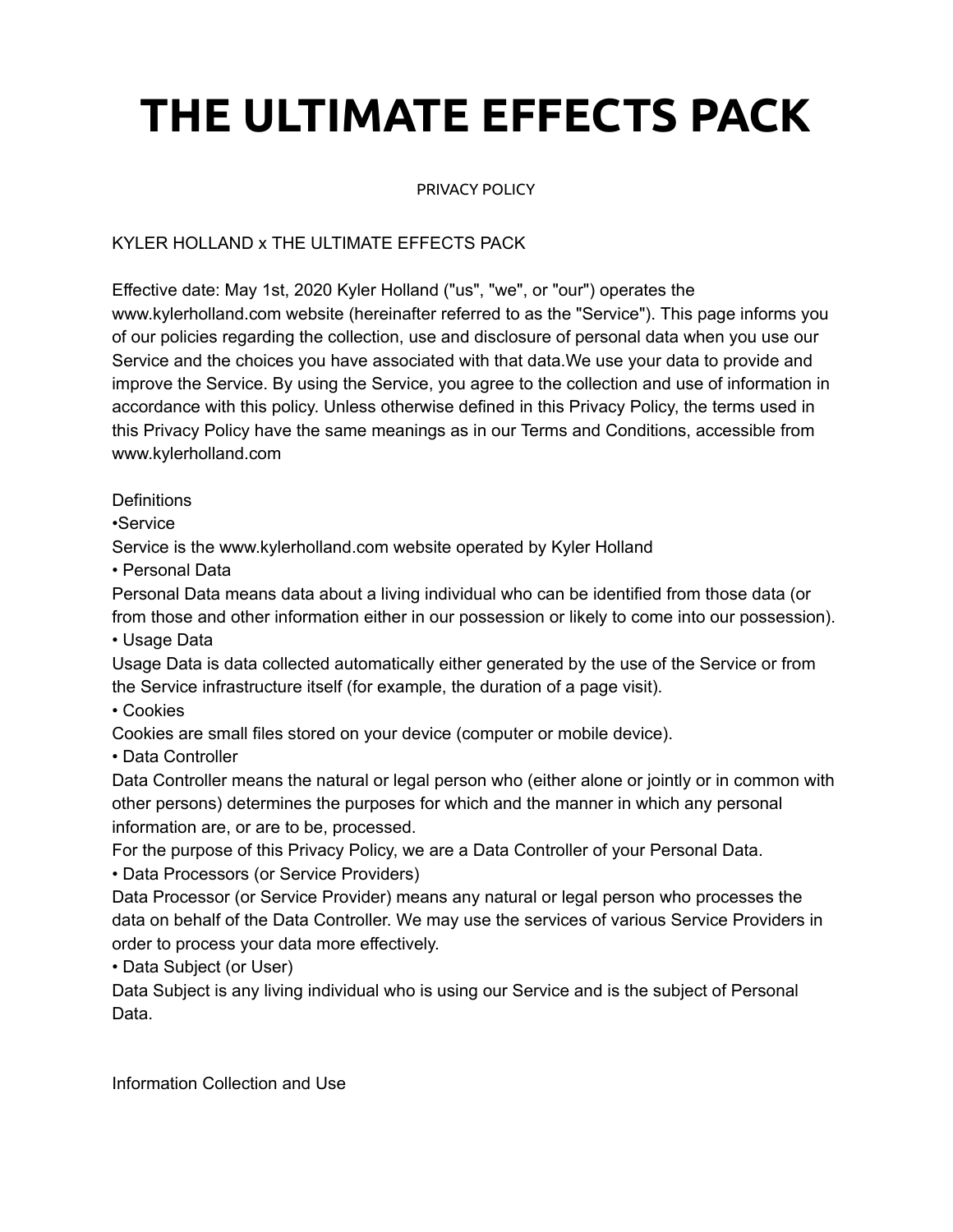# THE ULTIMATE EFFECTS PACK

PRIVACY POLICY

KYLER HOLLAND x THE ULTIMATE EFFECTS PACK

Effective date: May 1st, 2020 Kyler Holland ("us", "we", or "our") operates the www.kylerholland.com website (hereinafter referred to as the "Service"). This page informs you of our policies regarding the collection, use and disclosure of personal data when you use our Service and the choices you have associated with that data.We use your data to provide and improve the Service. By using the Service, you agree to the collection and use of information in accordance with this policy. Unless otherwise defined in this Privacy Policy, the terms used in this Privacy Policy have the same meanings as in our Terms and Conditions, accessible from www.kylerholland.com

Definitions

•Service

Service is the www.kylerholland.com website operated by Kyler Holland

• Personal Data

Personal Data means data about a living individual who can be identified from those data (or from those and other information either in our possession or likely to come into our possession).

• Usage Data

Usage Data is data collected automatically either generated by the use of the Service or from the Service infrastructure itself (for example, the duration of a page visit).

• Cookies

Cookies are small files stored on your device (computer or mobile device).

• Data Controller

Data Controller means the natural or legal person who (either alone or jointly or in common with other persons) determines the purposes for which and the manner in which any personal information are, or are to be, processed.

For the purpose of this Privacy Policy, we are a Data Controller of your Personal Data.

• Data Processors (or Service Providers)

Data Processor (or Service Provider) means any natural or legal person who processes the data on behalf of the Data Controller. We may use the services of various Service Providers in order to process your data more effectively.

• Data Subject (or User)

Data Subject is any living individual who is using our Service and is the subject of Personal Data.

Information Collection and Use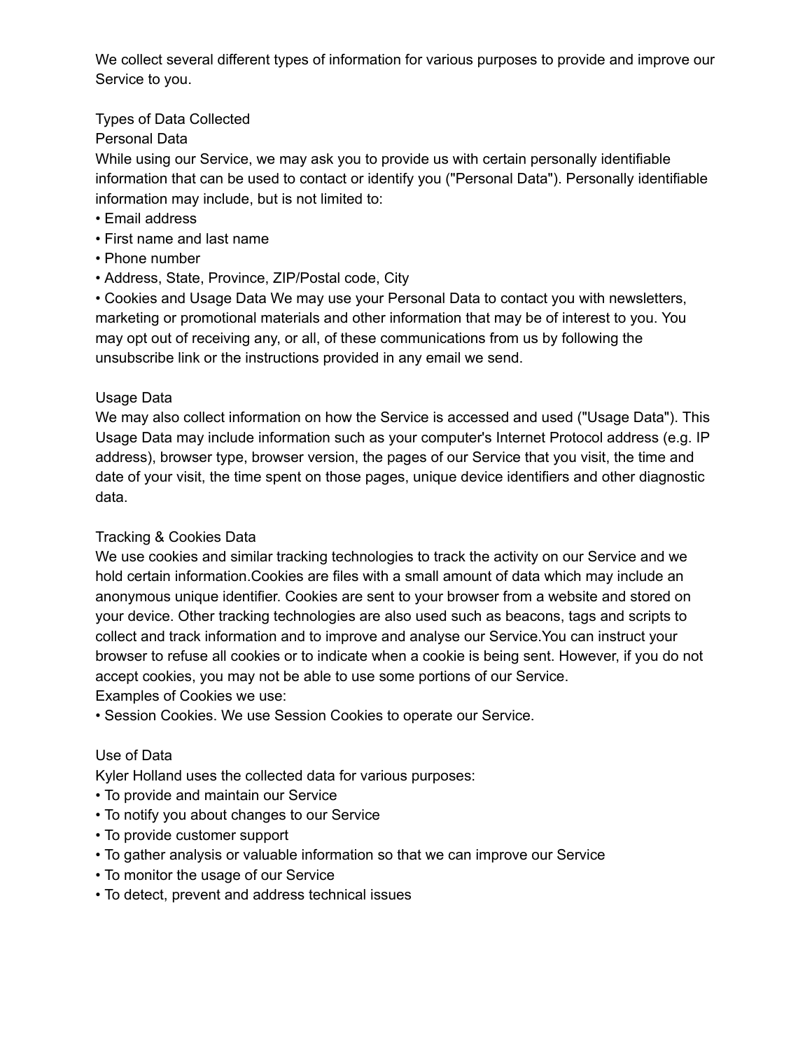We collect several different types of information for various purposes to provide and improve our Service to you.

## Types of Data Collected

### Personal Data

While using our Service, we may ask you to provide us with certain personally identifiable information that can be used to contact or identify you ("Personal Data"). Personally identifiable information may include, but is not limited to:

- Email address
- First name and last name
- Phone number
- Address, State, Province, ZIP/Postal code, City
- Cookies and Usage Data We may use your Personal Data to contact you with newsletters, marketing or promotional materials and other information that may be of interest to you. You may opt out of receiving any, or all, of these communications from us by following the unsubscribe link or the instructions provided in any email we send.

### Usage Data

We may also collect information on how the Service is accessed and used ("Usage Data"). This Usage Data may include information such as your computer's Internet Protocol address (e.g. IP address), browser type, browser version, the pages of our Service that you visit, the time and date of your visit, the time spent on those pages, unique device identifiers and other diagnostic data.

### Tracking & Cookies Data

We use cookies and similar tracking technologies to track the activity on our Service and we hold certain information.Cookies are files with a small amount of data which may include an anonymous unique identifier. Cookies are sent to your browser from a website and stored on your device. Other tracking technologies are also used such as beacons, tags and scripts to collect and track information and to improve and analyse our Service.You can instruct your browser to refuse all cookies or to indicate when a cookie is being sent. However, if you do not accept cookies, you may not be able to use some portions of our Service.

Examples of Cookies we use:

- Session Cookies. We use Session Cookies to operate our Service.

## Use of Data

Kyler Holland uses the collected data for various purposes:

- To provide and maintain our Service
- To notify you about changes to our Service
- To provide customer support
- To gather analysis or valuable information so that we can improve our Service
- To monitor the usage of our Service
- To detect, prevent and address technical issues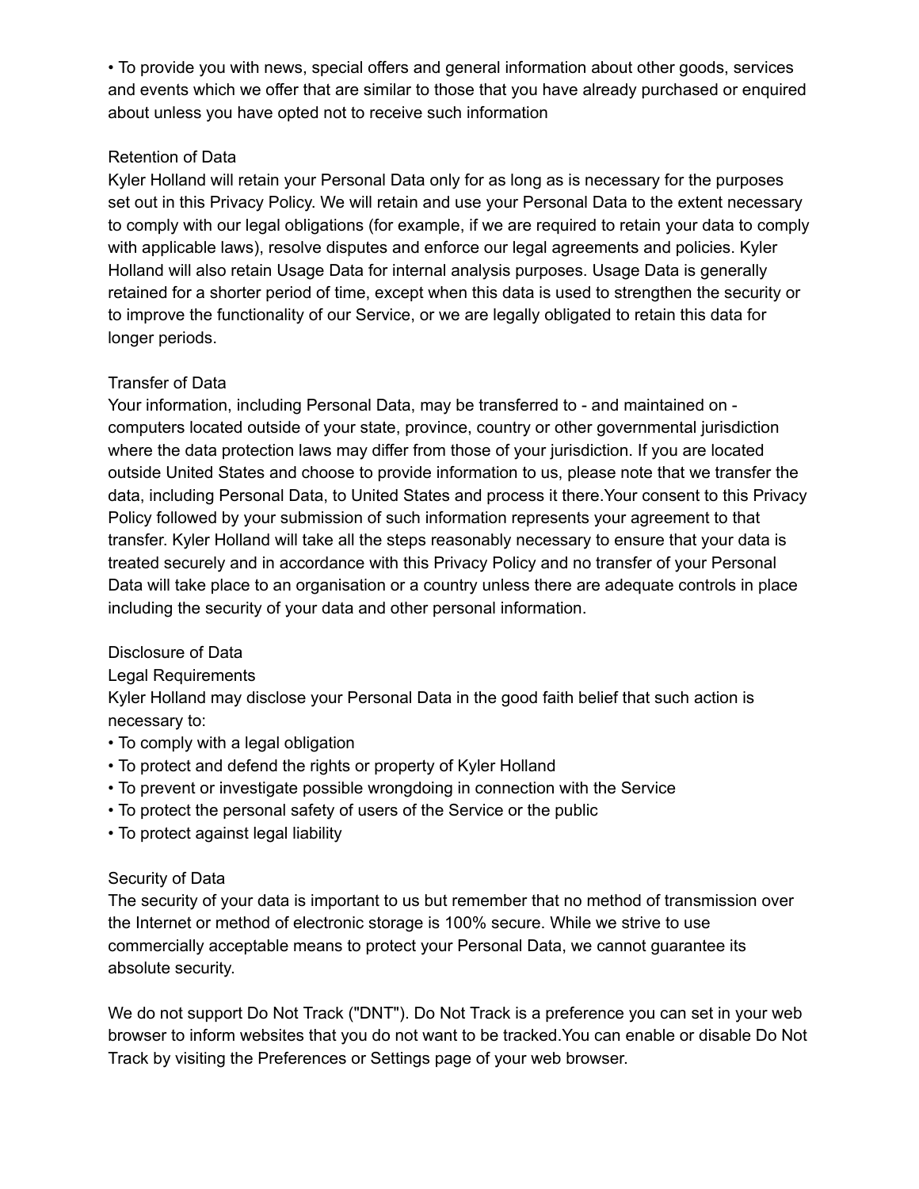• To provide you with news, special offers and general information about other goods, services and events which we offer that are similar to those that you have already purchased or enquired about unless you have opted not to receive such information

## Retention of Data

Kyler Holland will retain your Personal Data only for as long as is necessary for the purposes set out in this Privacy Policy. We will retain and use your Personal Data to the extent necessary to comply with our legal obligations (for example, if we are required to retain your data to comply with applicable laws), resolve disputes and enforce our legal agreements and policies. Kyler Holland will also retain Usage Data for internal analysis purposes. Usage Data is generally retained for a shorter period of time, except when this data is used to strengthen the security or to improve the functionality of our Service, or we are legally obligated to retain this data for longer periods.

## Transfer of Data

Your information, including Personal Data, may be transferred to - and maintained on - computers located outside of your state, province, country or other governmental jurisdiction where the data protection laws may differ from those of your jurisdiction. If you are located outside United States and choose to provide information to us, please note that we transfer the data, including Personal Data, to United States and process it there.Your consent to this Privacy Policy followed by your submission of such information represents your agreement to that transfer. Kyler Holland will take all the steps reasonably necessary to ensure that your data is treated securely and in accordance with this Privacy Policy and no transfer of your Personal Data will take place to an organisation or a country unless there are adequate controls in place including the security of your data and other personal information.

## Disclosure of Data

### Legal Requirements

Kyler Holland may disclose your Personal Data in the good faith belief that such action is necessary to:

• To comply with a legal obligation
• To protect and defend the rights or property of Kyler Holland
• To prevent or investigate possible wrongdoing in connection with the Service
• To protect the personal safety of users of the Service or the public
• To protect against legal liability

## Security of Data

The security of your data is important to us but remember that no method of transmission over the Internet or method of electronic storage is 100% secure. While we strive to use commercially acceptable means to protect your Personal Data, we cannot guarantee its absolute security.

We do not support Do Not Track ("DNT"). Do Not Track is a preference you can set in your web browser to inform websites that you do not want to be tracked.You can enable or disable Do Not Track by visiting the Preferences or Settings page of your web browser.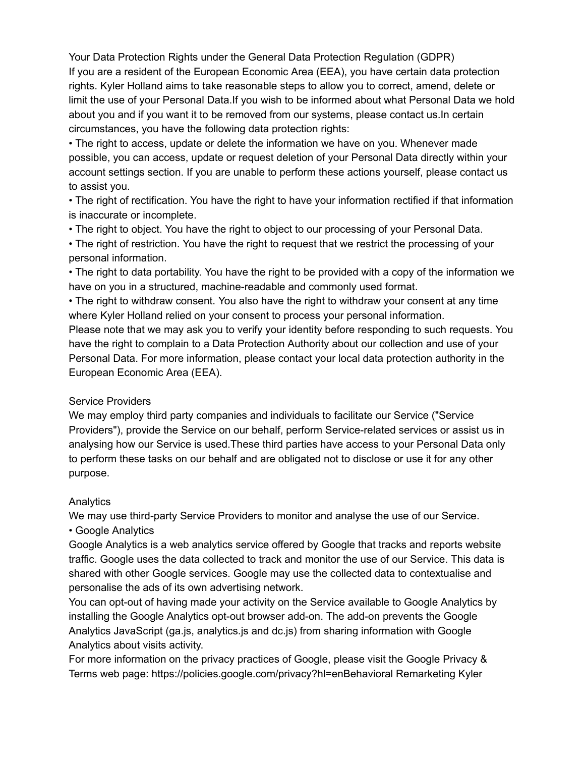## Your Data Protection Rights under the General Data Protection Regulation (GDPR)

If you are a resident of the European Economic Area (EEA), you have certain data protection rights. Kyler Holland aims to take reasonable steps to allow you to correct, amend, delete or limit the use of your Personal Data.If you wish to be informed about what Personal Data we hold about you and if you want it to be removed from our systems, please contact us.In certain circumstances, you have the following data protection rights:

- The right to access, update or delete the information we have on you. Whenever made possible, you can access, update or request deletion of your Personal Data directly within your account settings section. If you are unable to perform these actions yourself, please contact us to assist you.
- The right of rectification. You have the right to have your information rectified if that information is inaccurate or incomplete.
- The right to object. You have the right to object to our processing of your Personal Data.
- The right of restriction. You have the right to request that we restrict the processing of your personal information.
- The right to data portability. You have the right to be provided with a copy of the information we have on you in a structured, machine-readable and commonly used format.
- The right to withdraw consent. You also have the right to withdraw your consent at any time where Kyler Holland relied on your consent to process your personal information.

Please note that we may ask you to verify your identity before responding to such requests. You have the right to complain to a Data Protection Authority about our collection and use of your Personal Data. For more information, please contact your local data protection authority in the European Economic Area (EEA).

## Service Providers

We may employ third party companies and individuals to facilitate our Service ("Service Providers"), provide the Service on our behalf, perform Service-related services or assist us in analysing how our Service is used.These third parties have access to your Personal Data only to perform these tasks on our behalf and are obligated not to disclose or use it for any other purpose.

## Analytics

We may use third-party Service Providers to monitor and analyse the use of our Service.

- Google Analytics

Google Analytics is a web analytics service offered by Google that tracks and reports website traffic. Google uses the data collected to track and monitor the use of our Service. This data is shared with other Google services. Google may use the collected data to contextualise and personalise the ads of its own advertising network.

You can opt-out of having made your activity on the Service available to Google Analytics by installing the Google Analytics opt-out browser add-on. The add-on prevents the Google Analytics JavaScript (ga.js, analytics.js and dc.js) from sharing information with Google Analytics about visits activity.

For more information on the privacy practices of Google, please visit the Google Privacy & Terms web page: https://policies.google.com/privacy?hl=enBehavioral Remarketing Kyler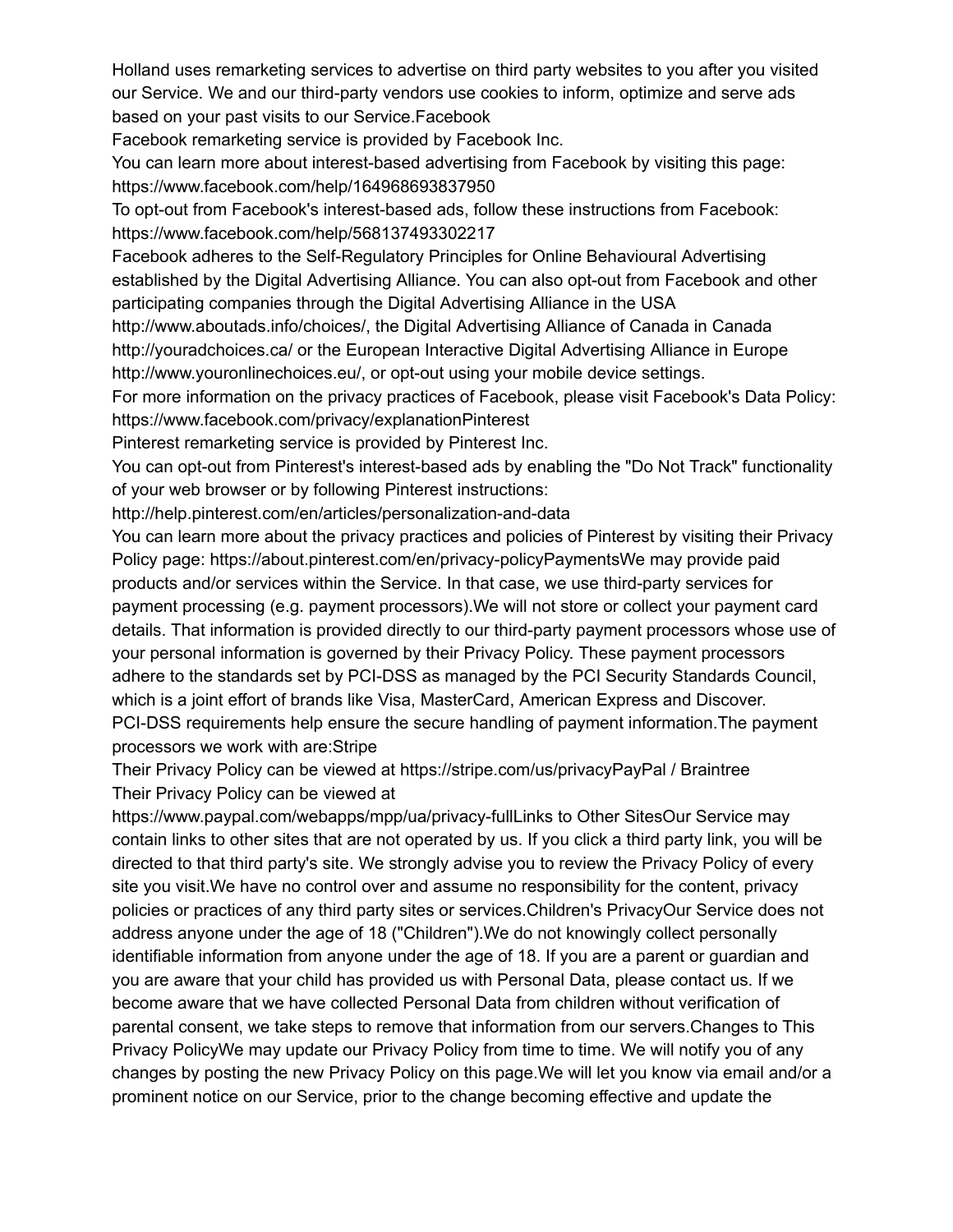Holland uses remarketing services to advertise on third party websites to you after you visited our Service. We and our third-party vendors use cookies to inform, optimize and serve ads based on your past visits to our Service.Facebook

Facebook remarketing service is provided by Facebook Inc.

You can learn more about interest-based advertising from Facebook by visiting this page: https://www.facebook.com/help/164968693837950

To opt-out from Facebook's interest-based ads, follow these instructions from Facebook: https://www.facebook.com/help/568137493302217

Facebook adheres to the Self-Regulatory Principles for Online Behavioural Advertising established by the Digital Advertising Alliance. You can also opt-out from Facebook and other participating companies through the Digital Advertising Alliance in the USA http://www.aboutads.info/choices/, the Digital Advertising Alliance of Canada in Canada http://youradchoices.ca/ or the European Interactive Digital Advertising Alliance in Europe http://www.youronlinechoices.eu/, or opt-out using your mobile device settings.

For more information on the privacy practices of Facebook, please visit Facebook's Data Policy: https://www.facebook.com/privacy/explanationPinterest

Pinterest remarketing service is provided by Pinterest Inc.

You can opt-out from Pinterest's interest-based ads by enabling the "Do Not Track" functionality of your web browser or by following Pinterest instructions: http://help.pinterest.com/en/articles/personalization-and-data

You can learn more about the privacy practices and policies of Pinterest by visiting their Privacy Policy page: https://about.pinterest.com/en/privacy-policyPaymentsWe may provide paid products and/or services within the Service. In that case, we use third-party services for payment processing (e.g. payment processors).We will not store or collect your payment card details. That information is provided directly to our third-party payment processors whose use of your personal information is governed by their Privacy Policy. These payment processors adhere to the standards set by PCI-DSS as managed by the PCI Security Standards Council, which is a joint effort of brands like Visa, MasterCard, American Express and Discover. PCI-DSS requirements help ensure the secure handling of payment information.The payment processors we work with are:Stripe

Their Privacy Policy can be viewed at https://stripe.com/us/privacyPayPal / Braintree

Their Privacy Policy can be viewed at https://www.paypal.com/webapps/mpp/ua/privacy-fullLinks to Other SitesOur Service may contain links to other sites that are not operated by us. If you click a third party link, you will be directed to that third party's site. We strongly advise you to review the Privacy Policy of every site you visit.We have no control over and assume no responsibility for the content, privacy policies or practices of any third party sites or services.Children's PrivacyOur Service does not address anyone under the age of 18 ("Children").We do not knowingly collect personally identifiable information from anyone under the age of 18. If you are a parent or guardian and you are aware that your child has provided us with Personal Data, please contact us. If we become aware that we have collected Personal Data from children without verification of parental consent, we take steps to remove that information from our servers.Changes to This Privacy PolicyWe may update our Privacy Policy from time to time. We will notify you of any changes by posting the new Privacy Policy on this page.We will let you know via email and/or a prominent notice on our Service, prior to the change becoming effective and update the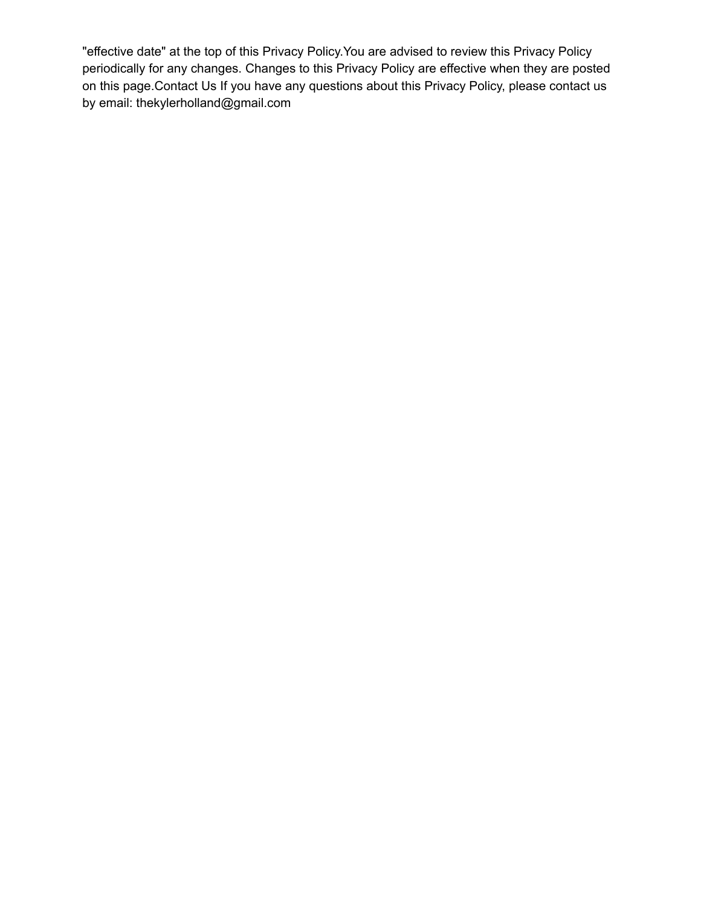"effective date" at the top of this Privacy Policy.You are advised to review this Privacy Policy periodically for any changes. Changes to this Privacy Policy are effective when they are posted on this page.Contact Us If you have any questions about this Privacy Policy, please contact us by email: thekylerholland@gmail.com